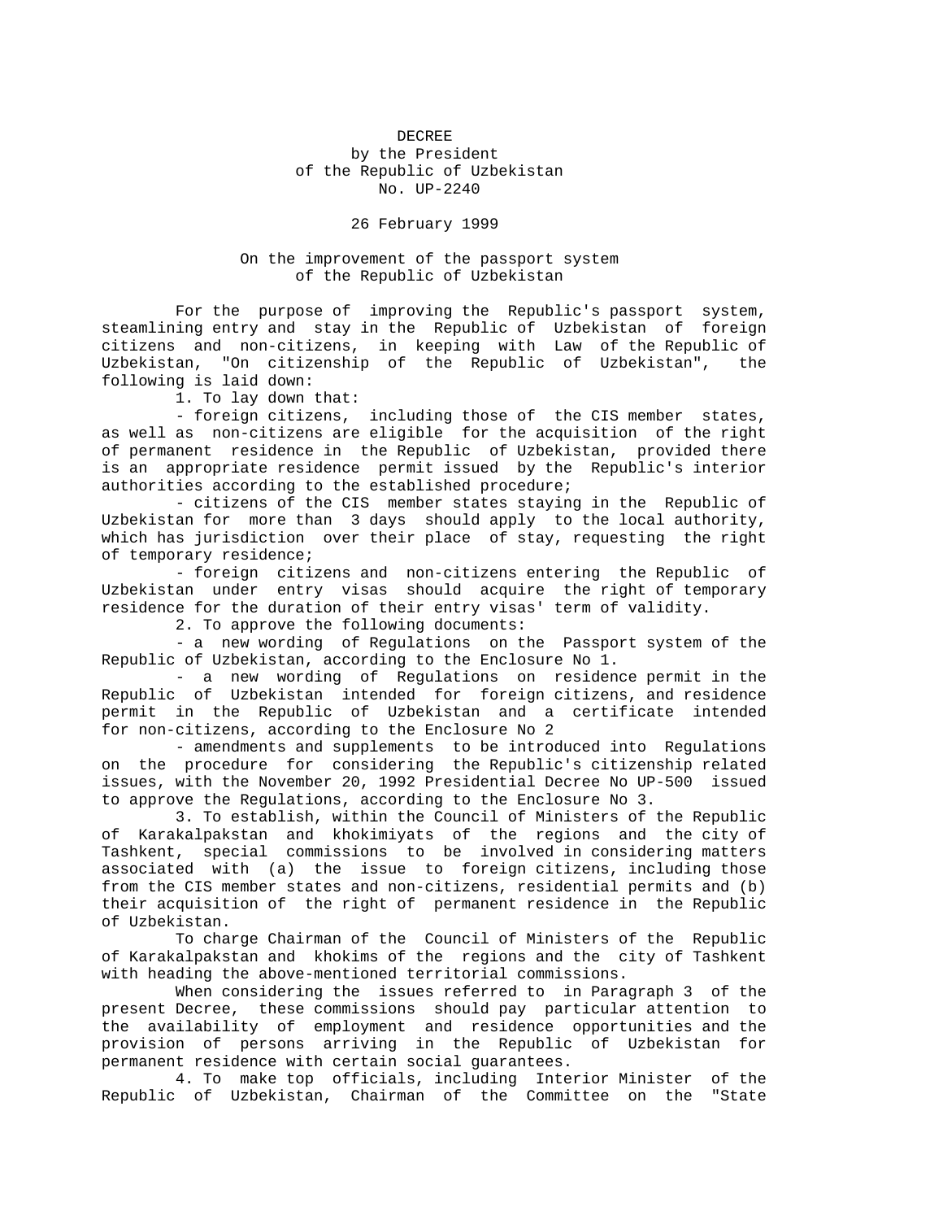**DECREE**
**by the President**
**of the Republic of Uzbekistan**
**No. UP-2240**

26 February 1999

**On the improvement of the passport system**
**of the Republic of Uzbekistan**

For the purpose of improving the Republic's passport system, steamlining entry and stay in the Republic of Uzbekistan of foreign citizens and non-citizens, in keeping with Law of the Republic of Uzbekistan, "On citizenship of the Republic of Uzbekistan", the following is laid down:

1. To lay down that:

- foreign citizens, including those of the CIS member states, as well as non-citizens are eligible for the acquisition of the right of permanent residence in the Republic of Uzbekistan, provided there is an appropriate residence permit issued by the Republic's interior authorities according to the established procedure;
- citizens of the CIS member states staying in the Republic of Uzbekistan for more than 3 days should apply to the local authority, which has jurisdiction over their place of stay, requesting the right of temporary residence;
- foreign citizens and non-citizens entering the Republic of Uzbekistan under entry visas should acquire the right of temporary residence for the duration of their entry visas' term of validity.

2. To approve the following documents:

- a new wording of Regulations on the Passport system of the Republic of Uzbekistan, according to the Enclosure No 1.
- a new wording of Regulations on residence permit in the Republic of Uzbekistan intended for foreign citizens, and residence permit in the Republic of Uzbekistan and a certificate intended for non-citizens, according to the Enclosure No 2
- amendments and supplements to be introduced into Regulations on the procedure for considering the Republic's citizenship related issues, with the November 20, 1992 Presidential Decree No UP-500 issued to approve the Regulations, according to the Enclosure No 3.

3. To establish, within the Council of Ministers of the Republic of Karakalpakstan and khokimiyats of the regions and the city of Tashkent, special commissions to be involved in considering matters associated with (a) the issue to foreign citizens, including those from the CIS member states and non-citizens, residential permits and (b) their acquisition of the right of permanent residence in the Republic of Uzbekistan.

To charge Chairman of the Council of Ministers of the Republic of Karakalpakstan and khokims of the regions and the city of Tashkent with heading the above-mentioned territorial commissions.

When considering the issues referred to in Paragraph 3 of the present Decree, these commissions should pay particular attention to the availability of employment and residence opportunities and the provision of persons arriving in the Republic of Uzbekistan for permanent residence with certain social guarantees.

4. To make top officials, including Interior Minister of the Republic of Uzbekistan, Chairman of the Committee on the "State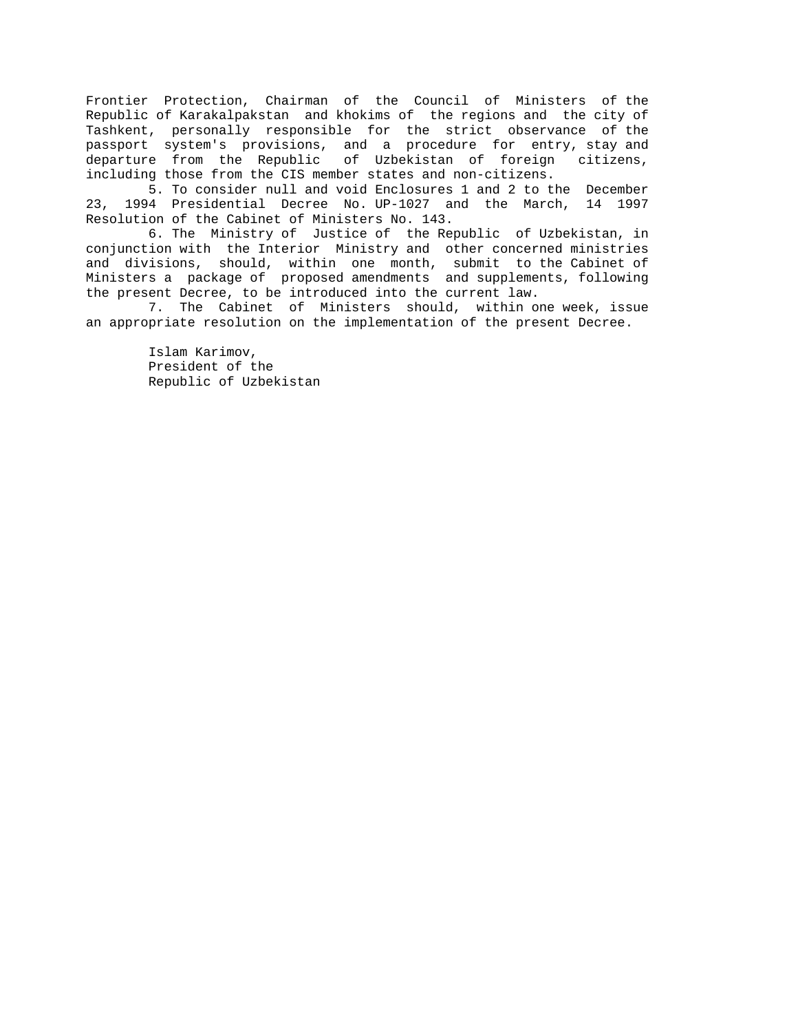Frontier Protection, Chairman of the Council of Ministers of the Republic of Karakalpakstan and khokims of the regions and the city of Tashkent, personally responsible for the strict observance of the passport system's provisions, and a procedure for entry, stay and departure from the Republic of Uzbekistan of foreign citizens, including those from the CIS member states and non-citizens.

5. To consider null and void Enclosures 1 and 2 to the December 23, 1994 Presidential Decree No. UP-1027 and the March, 14 1997 Resolution of the Cabinet of Ministers No. 143.

6. The Ministry of Justice of the Republic of Uzbekistan, in conjunction with the Interior Ministry and other concerned ministries and divisions, should, within one month, submit to the Cabinet of Ministers a package of proposed amendments and supplements, following the present Decree, to be introduced into the current law.

7. The Cabinet of Ministers should, within one week, issue an appropriate resolution on the implementation of the present Decree.

Islam Karimov,
President of the
Republic of Uzbekistan